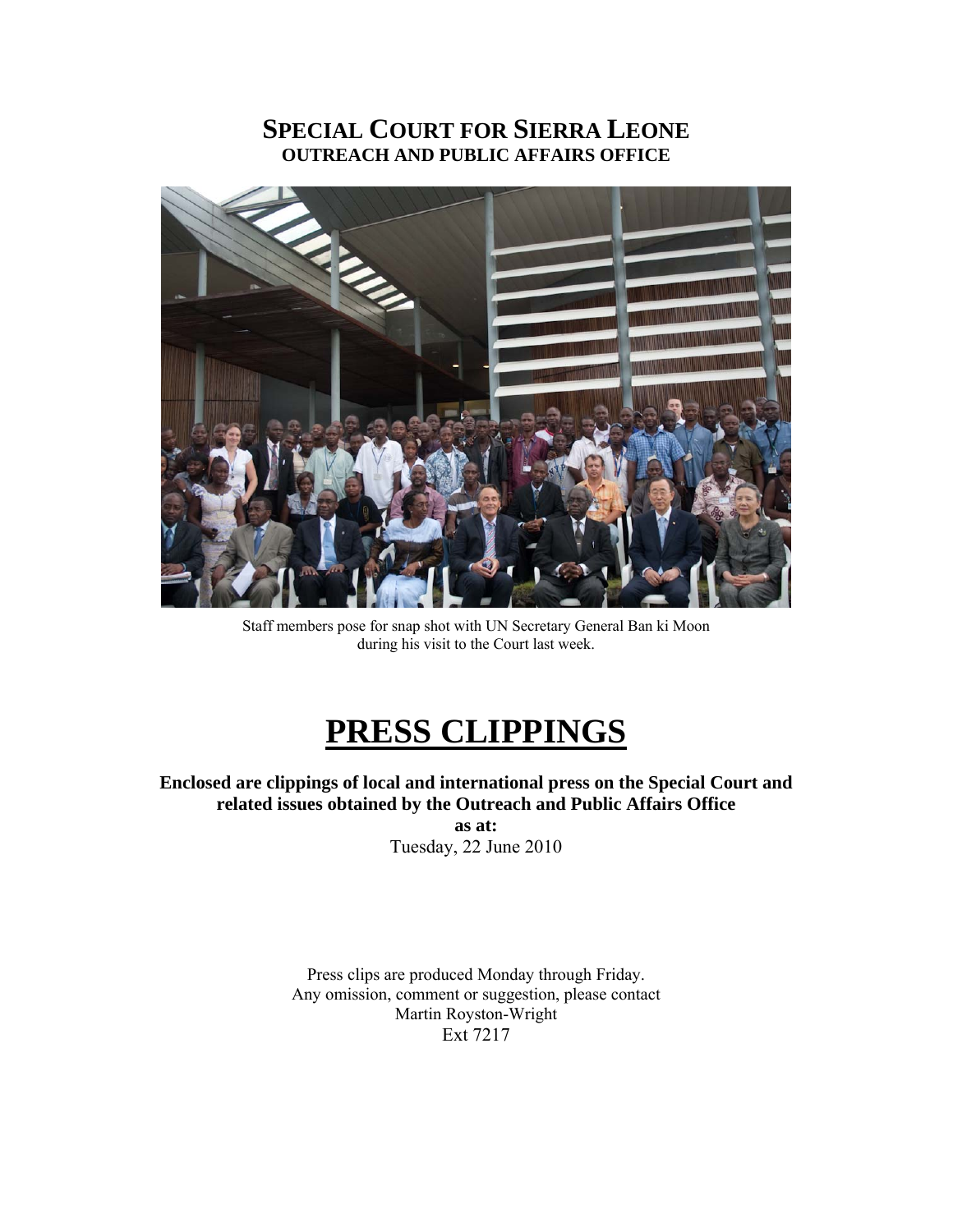# SPECIAL COURT FOR SIERRA LEONE
## OUTREACH AND PUBLIC AFFAIRS OFFICE

Staff members pose for snap shot with UN Secretary General Ban ki Moon during his visit to the Court last week.

# PRESS CLIPPINGS

**Enclosed are clippings of local and international press on the Special Court and related issues obtained by the Outreach and Public Affairs Office**

**as at:**

Tuesday, 22 June 2010

Press clips are produced Monday through Friday.
Any omission, comment or suggestion, please contact
Martin Royston-Wright
Ext 7217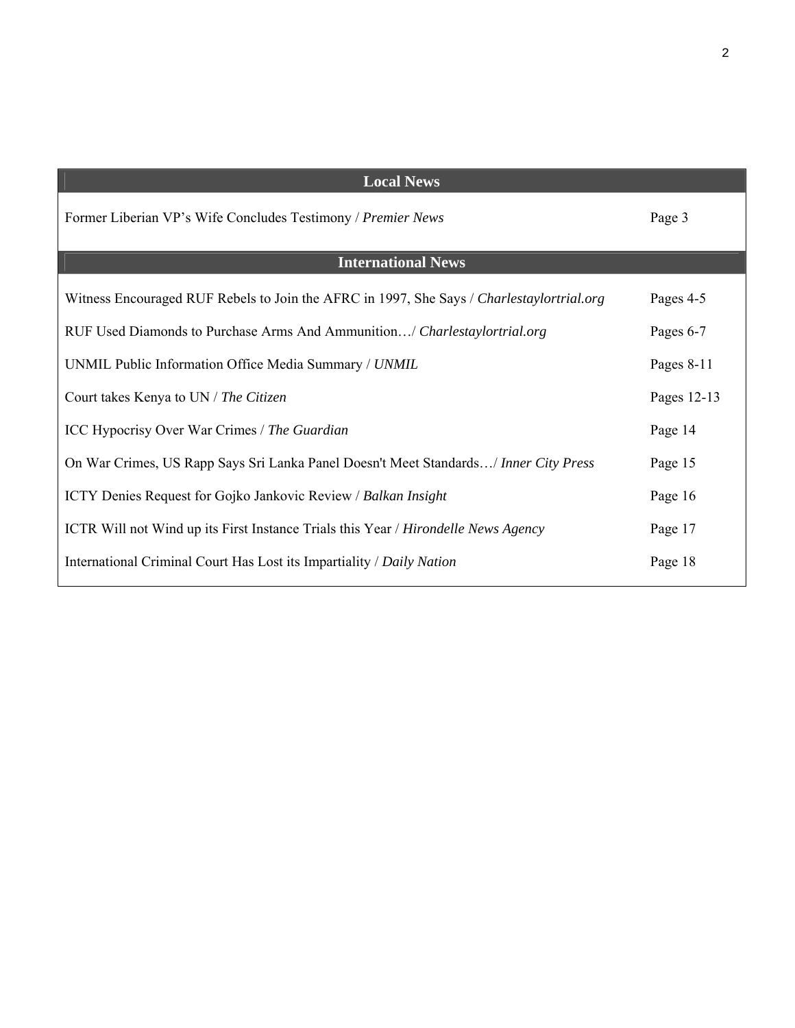| Local News | |
| --- | --- |
| Former Liberian VP's Wife Concludes Testimony / *Premier News* | Page 3 |
| **International News** | |
| Witness Encouraged RUF Rebels to Join the AFRC in 1997, She Says / *Charlestaylortrial.org* | Pages 4-5 |
| RUF Used Diamonds to Purchase Arms And Ammunition…/ *Charlestaylortrial.org* | Pages 6-7 |
| UNMIL Public Information Office Media Summary / *UNMIL* | Pages 8-11 |
| Court takes Kenya to UN / *The Citizen* | Pages 12-13 |
| ICC Hypocrisy Over War Crimes / *The Guardian* | Page 14 |
| On War Crimes, US Rapp Says Sri Lanka Panel Doesn't Meet Standards…/ *Inner City Press* | Page 15 |
| ICTY Denies Request for Gojko Jankovic Review / *Balkan Insight* | Page 16 |
| ICTR Will not Wind up its First Instance Trials this Year / *Hirondelle News Agency* | Page 17 |
| International Criminal Court Has Lost its Impartiality / *Daily Nation* | Page 18 |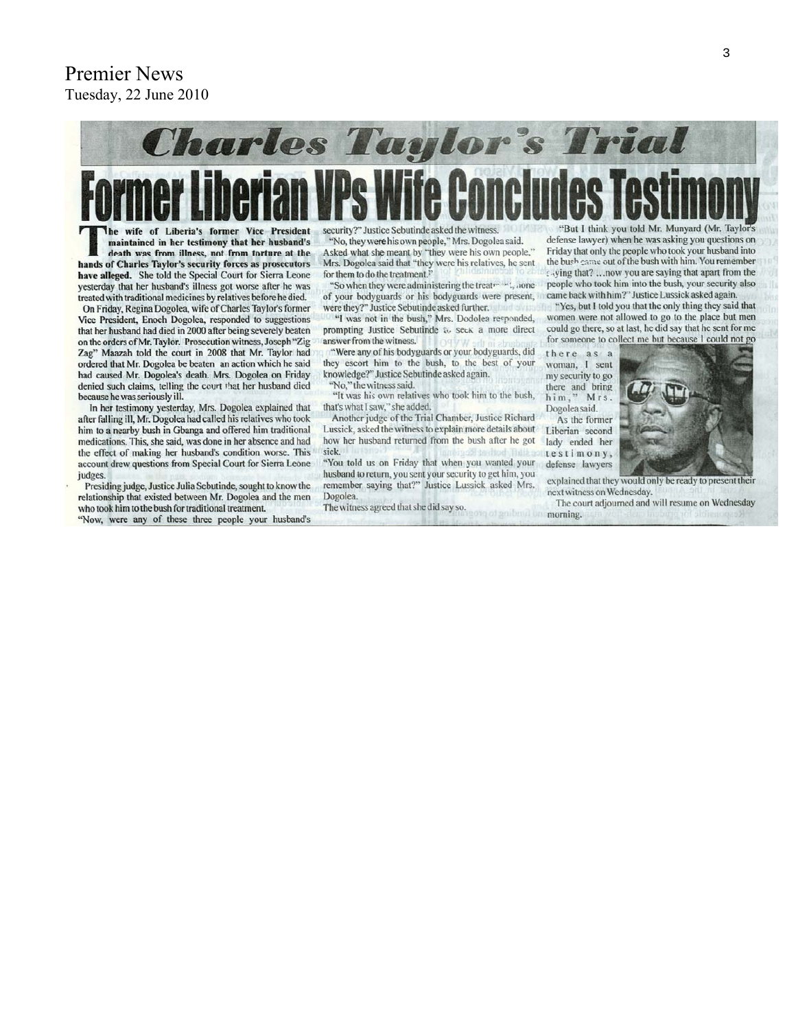Premier News
Tuesday, 22 June 2010

# Charles Taylor's Trial

## Former Liberian VPs Wife Concludes Testimony

**The wife of Liberia's former Vice President maintained in her testimony that her husband's death was from illness, not from torture at the hands of Charles Taylor's security forces as prosecutors have alleged.** She told the Special Court for Sierra Leone yesterday that her husband's illness got worse after he was treated with traditional medicines by relatives before he died.

On Friday, Regina Dogolea, wife of Charles Taylor's former Vice President, Enoch Dogolea, responded to suggestions that her husband had died in 2000 after being severely beaten on the orders of Mr. Taylor. Prosecution witness, Joseph "Zig Zag" Maazah told the court in 2008 that Mr. Taylor had ordered that Mr. Dogolea be beaten an action which he said had caused Mr. Dogolea's death. Mrs. Dogolea on Friday denied such claims, telling the court that her husband died because he was seriously ill.

In her testimony yesterday, Mrs. Dogolea explained that after falling ill, Mr. Dogolea had called his relatives who took him to a nearby bush in Gbanga and offered him traditional medications. This, she said, was done in her absence and had the effect of making her husband's condition worse. This account drew questions from Special Court for Sierra Leone judges.

Presiding judge, Justice Julia Sebutinde, sought to know the relationship that existed between Mr. Dogolea and the men who took him to the bush for traditional treatment.

"Now, were any of these three people your husband's security?" Justice Sebutinde asked the witness.

"No, they were his own people," Mrs. Dogolea said.

Asked what she meant by "they were his own people," Mrs. Dogolea said that "they were his relatives, he sent for them to do the treatment."

"So when they were administering the treatment, none of your bodyguards or his bodyguards were present, were they?" Justice Sebutinde asked further.

"I was not in the bush," Mrs. Dodolea responded, prompting Justice Sebutinde to seek a more direct answer from the witness.

"Were any of his bodyguards or your bodyguards, did they escort him to the bush, to the best of your knowledge?" Justice Sebutinde asked again.

"No," the witness said.

"It was his own relatives who took him to the bush, that's what I saw," she added.

Another judge of the Trial Chamber, Justice Richard Lussick, asked the witness to explain more details about how her husband returned from the bush after he got sick.

"You told us on Friday that when you wanted your husband to return, you sent your security to get him, you remember saying that?" Justice Lussick asked Mrs. Dogolea.

The witness agreed that she did say so.

"But I think you told Mr. Munyard (Mr. Taylor's defense lawyer) when he was asking you questions on Friday that only the people who took your husband into the bush came out of the bush with him. You remember saying that? ...now you are saying that apart from the people who took him into the bush, your security also came back with him?" Justice Lussick asked again.

"Yes, but I told you that the only thing they said that women were not allowed to go to the place but men could go there, so at last, he did say that he sent for me for someone to collect me but because I could not go there as a woman, I sent my security to go there and bring him," Mrs. Dogolea said.

As the former Liberian second lady ended her testimony, defense lawyers explained that they would only be ready to present their next witness on Wednesday.

The court adjourned and will resume on Wednesday morning.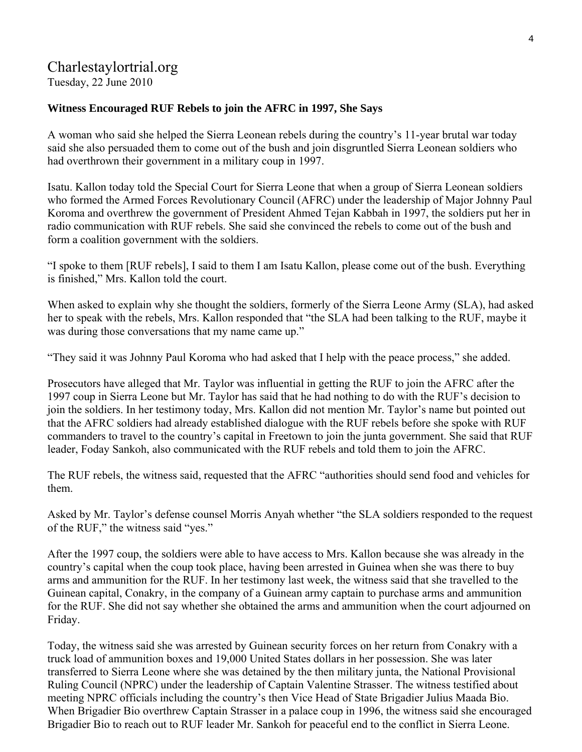Charlestaylortrial.org

Tuesday, 22 June 2010

**Witness Encouraged RUF Rebels to join the AFRC in 1997, She Says**

A woman who said she helped the Sierra Leonean rebels during the country's 11-year brutal war today said she also persuaded them to come out of the bush and join disgruntled Sierra Leonean soldiers who had overthrown their government in a military coup in 1997.

Isatu. Kallon today told the Special Court for Sierra Leone that when a group of Sierra Leonean soldiers who formed the Armed Forces Revolutionary Council (AFRC) under the leadership of Major Johnny Paul Koroma and overthrew the government of President Ahmed Tejan Kabbah in 1997, the soldiers put her in radio communication with RUF rebels. She said she convinced the rebels to come out of the bush and form a coalition government with the soldiers.

"I spoke to them [RUF rebels], I said to them I am Isatu Kallon, please come out of the bush. Everything is finished," Mrs. Kallon told the court.

When asked to explain why she thought the soldiers, formerly of the Sierra Leone Army (SLA), had asked her to speak with the rebels, Mrs. Kallon responded that "the SLA had been talking to the RUF, maybe it was during those conversations that my name came up."

"They said it was Johnny Paul Koroma who had asked that I help with the peace process," she added.

Prosecutors have alleged that Mr. Taylor was influential in getting the RUF to join the AFRC after the 1997 coup in Sierra Leone but Mr. Taylor has said that he had nothing to do with the RUF's decision to join the soldiers. In her testimony today, Mrs. Kallon did not mention Mr. Taylor's name but pointed out that the AFRC soldiers had already established dialogue with the RUF rebels before she spoke with RUF commanders to travel to the country's capital in Freetown to join the junta government. She said that RUF leader, Foday Sankoh, also communicated with the RUF rebels and told them to join the AFRC.

The RUF rebels, the witness said, requested that the AFRC "authorities should send food and vehicles for them.

Asked by Mr. Taylor's defense counsel Morris Anyah whether "the SLA soldiers responded to the request of the RUF," the witness said "yes."

After the 1997 coup, the soldiers were able to have access to Mrs. Kallon because she was already in the country's capital when the coup took place, having been arrested in Guinea when she was there to buy arms and ammunition for the RUF. In her testimony last week, the witness said that she travelled to the Guinean capital, Conakry, in the company of a Guinean army captain to purchase arms and ammunition for the RUF. She did not say whether she obtained the arms and ammunition when the court adjourned on Friday.

Today, the witness said she was arrested by Guinean security forces on her return from Conakry with a truck load of ammunition boxes and 19,000 United States dollars in her possession. She was later transferred to Sierra Leone where she was detained by the then military junta, the National Provisional Ruling Council (NPRC) under the leadership of Captain Valentine Strasser. The witness testified about meeting NPRC officials including the country's then Vice Head of State Brigadier Julius Maada Bio. When Brigadier Bio overthrew Captain Strasser in a palace coup in 1996, the witness said she encouraged Brigadier Bio to reach out to RUF leader Mr. Sankoh for peaceful end to the conflict in Sierra Leone.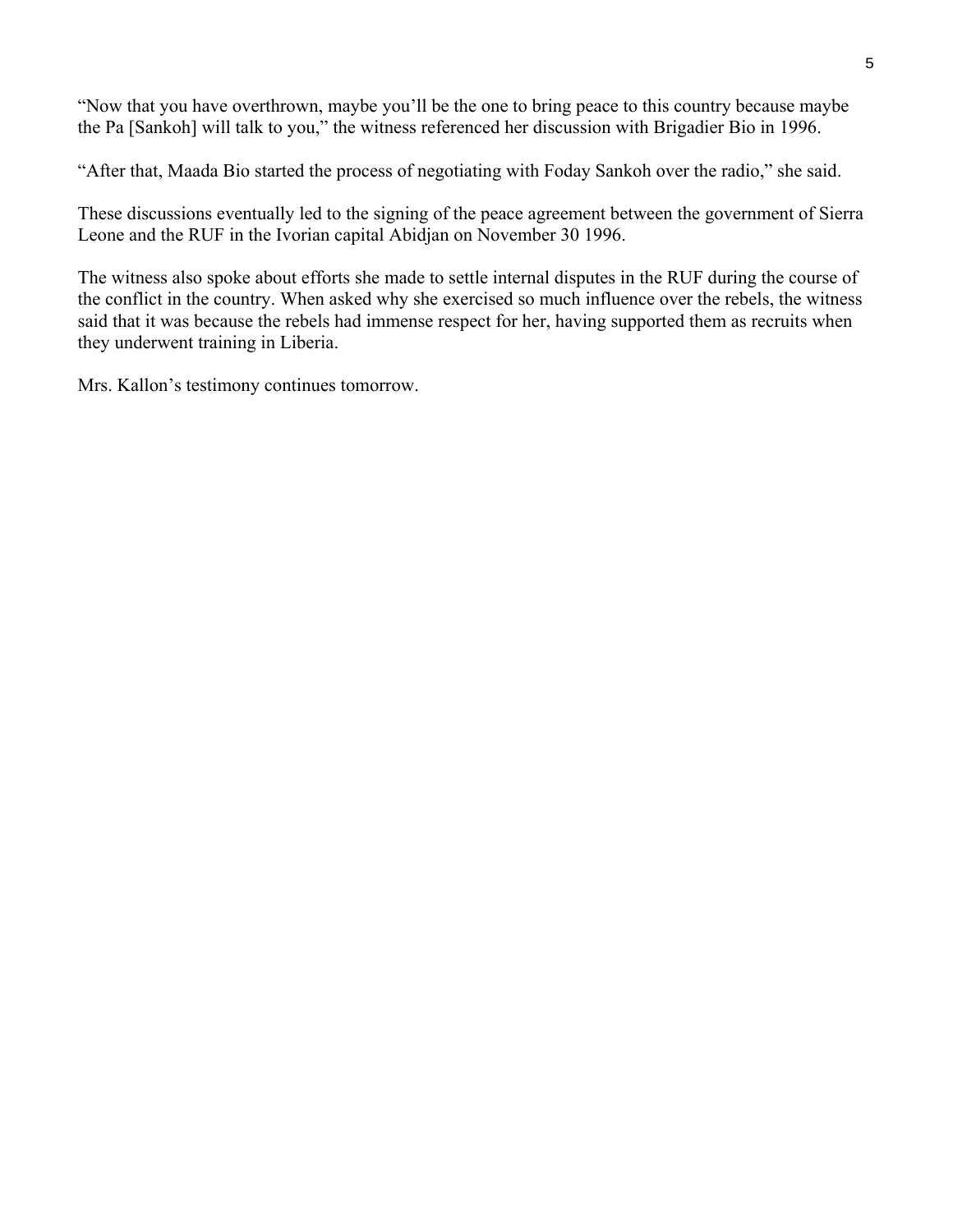"Now that you have overthrown, maybe you'll be the one to bring peace to this country because maybe the Pa [Sankoh] will talk to you," the witness referenced her discussion with Brigadier Bio in 1996.

"After that, Maada Bio started the process of negotiating with Foday Sankoh over the radio," she said.

These discussions eventually led to the signing of the peace agreement between the government of Sierra Leone and the RUF in the Ivorian capital Abidjan on November 30 1996.

The witness also spoke about efforts she made to settle internal disputes in the RUF during the course of the conflict in the country. When asked why she exercised so much influence over the rebels, the witness said that it was because the rebels had immense respect for her, having supported them as recruits when they underwent training in Liberia.

Mrs. Kallon's testimony continues tomorrow.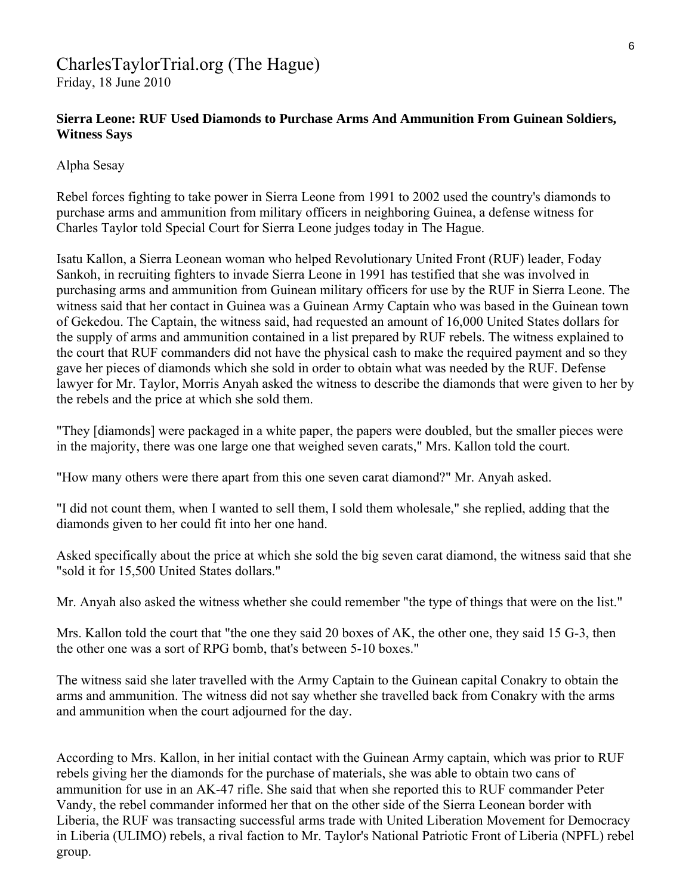CharlesTaylorTrial.org (The Hague)
Friday, 18 June 2010

**Sierra Leone: RUF Used Diamonds to Purchase Arms And Ammunition From Guinean Soldiers, Witness Says**

Alpha Sesay

Rebel forces fighting to take power in Sierra Leone from 1991 to 2002 used the country's diamonds to purchase arms and ammunition from military officers in neighboring Guinea, a defense witness for Charles Taylor told Special Court for Sierra Leone judges today in The Hague.

Isatu Kallon, a Sierra Leonean woman who helped Revolutionary United Front (RUF) leader, Foday Sankoh, in recruiting fighters to invade Sierra Leone in 1991 has testified that she was involved in purchasing arms and ammunition from Guinean military officers for use by the RUF in Sierra Leone. The witness said that her contact in Guinea was a Guinean Army Captain who was based in the Guinean town of Gekedou. The Captain, the witness said, had requested an amount of 16,000 United States dollars for the supply of arms and ammunition contained in a list prepared by RUF rebels. The witness explained to the court that RUF commanders did not have the physical cash to make the required payment and so they gave her pieces of diamonds which she sold in order to obtain what was needed by the RUF. Defense lawyer for Mr. Taylor, Morris Anyah asked the witness to describe the diamonds that were given to her by the rebels and the price at which she sold them.

"They [diamonds] were packaged in a white paper, the papers were doubled, but the smaller pieces were in the majority, there was one large one that weighed seven carats," Mrs. Kallon told the court.

"How many others were there apart from this one seven carat diamond?" Mr. Anyah asked.

"I did not count them, when I wanted to sell them, I sold them wholesale," she replied, adding that the diamonds given to her could fit into her one hand.

Asked specifically about the price at which she sold the big seven carat diamond, the witness said that she "sold it for 15,500 United States dollars."

Mr. Anyah also asked the witness whether she could remember "the type of things that were on the list."

Mrs. Kallon told the court that "the one they said 20 boxes of AK, the other one, they said 15 G-3, then the other one was a sort of RPG bomb, that's between 5-10 boxes."

The witness said she later travelled with the Army Captain to the Guinean capital Conakry to obtain the arms and ammunition. The witness did not say whether she travelled back from Conakry with the arms and ammunition when the court adjourned for the day.

According to Mrs. Kallon, in her initial contact with the Guinean Army captain, which was prior to RUF rebels giving her the diamonds for the purchase of materials, she was able to obtain two cans of ammunition for use in an AK-47 rifle. She said that when she reported this to RUF commander Peter Vandy, the rebel commander informed her that on the other side of the Sierra Leonean border with Liberia, the RUF was transacting successful arms trade with United Liberation Movement for Democracy in Liberia (ULIMO) rebels, a rival faction to Mr. Taylor's National Patriotic Front of Liberia (NPFL) rebel group.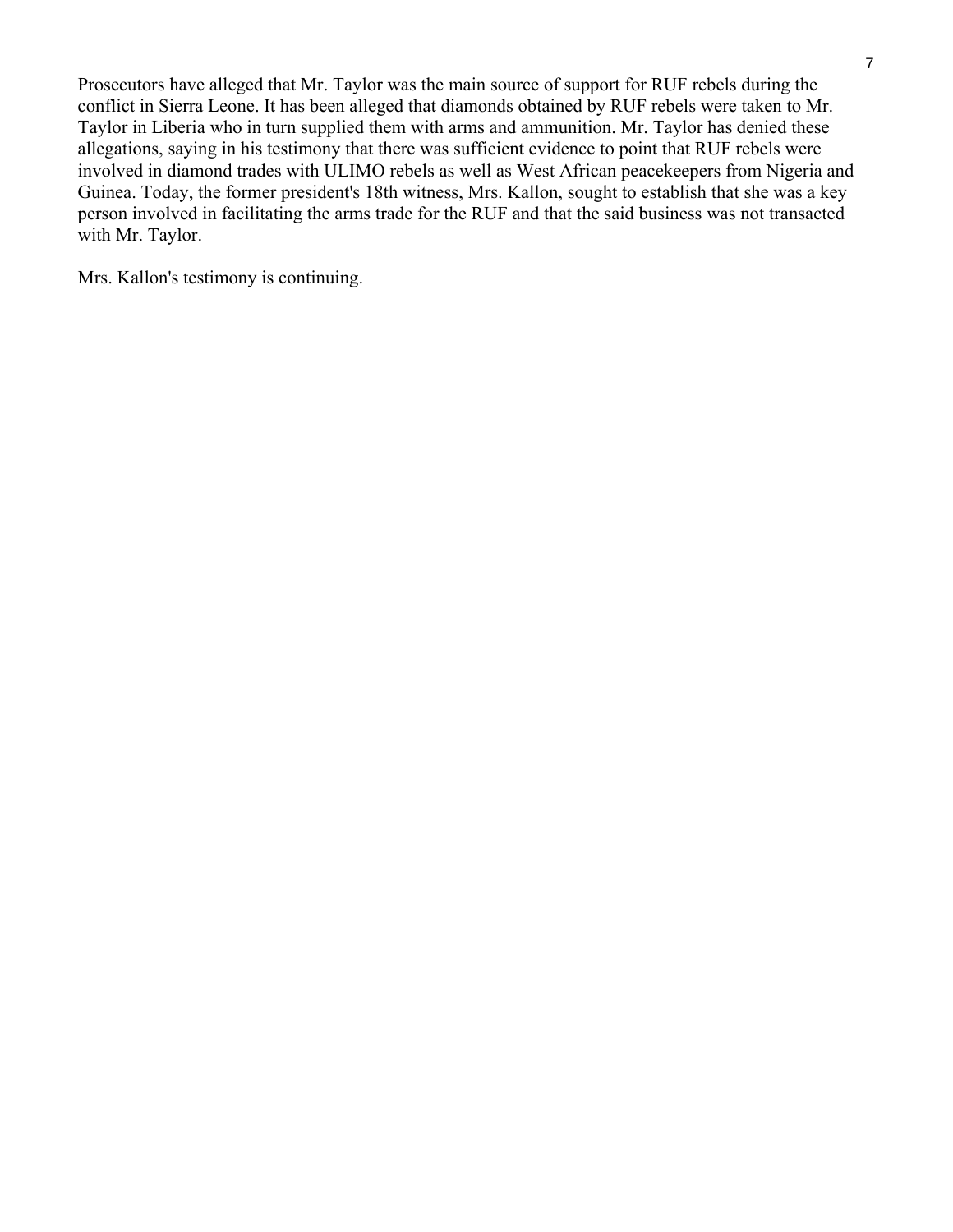Prosecutors have alleged that Mr. Taylor was the main source of support for RUF rebels during the conflict in Sierra Leone. It has been alleged that diamonds obtained by RUF rebels were taken to Mr. Taylor in Liberia who in turn supplied them with arms and ammunition. Mr. Taylor has denied these allegations, saying in his testimony that there was sufficient evidence to point that RUF rebels were involved in diamond trades with ULIMO rebels as well as West African peacekeepers from Nigeria and Guinea. Today, the former president's 18th witness, Mrs. Kallon, sought to establish that she was a key person involved in facilitating the arms trade for the RUF and that the said business was not transacted with Mr. Taylor.

Mrs. Kallon's testimony is continuing.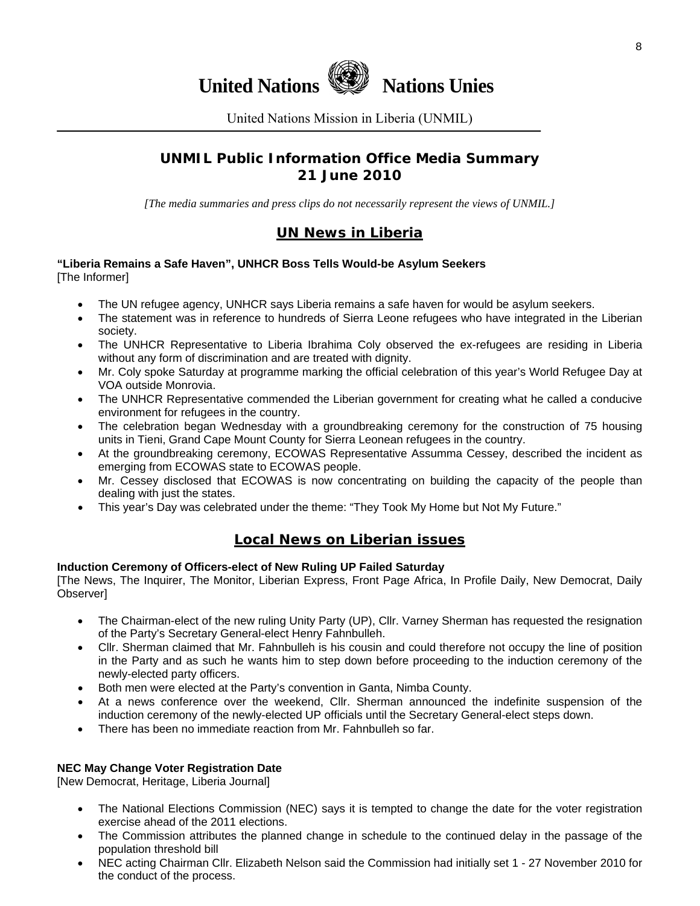# United Nations Nations Unies

United Nations Mission in Liberia (UNMIL)

## UNMIL Public Information Office Media Summary
## 21 June 2010

*[The media summaries and press clips do not necessarily represent the views of UNMIL.]*

## UN News in Liberia

**"Liberia Remains a Safe Haven", UNHCR Boss Tells Would-be Asylum Seekers**
[The Informer]

- The UN refugee agency, UNHCR says Liberia remains a safe haven for would be asylum seekers.
- The statement was in reference to hundreds of Sierra Leone refugees who have integrated in the Liberian society.
- The UNHCR Representative to Liberia Ibrahima Coly observed the ex-refugees are residing in Liberia without any form of discrimination and are treated with dignity.
- Mr. Coly spoke Saturday at programme marking the official celebration of this year's World Refugee Day at VOA outside Monrovia.
- The UNHCR Representative commended the Liberian government for creating what he called a conducive environment for refugees in the country.
- The celebration began Wednesday with a groundbreaking ceremony for the construction of 75 housing units in Tieni, Grand Cape Mount County for Sierra Leonean refugees in the country.
- At the groundbreaking ceremony, ECOWAS Representative Assumma Cessey, described the incident as emerging from ECOWAS state to ECOWAS people.
- Mr. Cessey disclosed that ECOWAS is now concentrating on building the capacity of the people than dealing with just the states.
- This year's Day was celebrated under the theme: "They Took My Home but Not My Future."

## Local News on Liberian issues

**Induction Ceremony of Officers-elect of New Ruling UP Failed Saturday**
[The News, The Inquirer, The Monitor, Liberian Express, Front Page Africa, In Profile Daily, New Democrat, Daily Observer]

- The Chairman-elect of the new ruling Unity Party (UP), Cllr. Varney Sherman has requested the resignation of the Party's Secretary General-elect Henry Fahnbulleh.
- Cllr. Sherman claimed that Mr. Fahnbulleh is his cousin and could therefore not occupy the line of position in the Party and as such he wants him to step down before proceeding to the induction ceremony of the newly-elected party officers.
- Both men were elected at the Party's convention in Ganta, Nimba County.
- At a news conference over the weekend, Cllr. Sherman announced the indefinite suspension of the induction ceremony of the newly-elected UP officials until the Secretary General-elect steps down.
- There has been no immediate reaction from Mr. Fahnbulleh so far.

**NEC May Change Voter Registration Date**
[New Democrat, Heritage, Liberia Journal]

- The National Elections Commission (NEC) says it is tempted to change the date for the voter registration exercise ahead of the 2011 elections.
- The Commission attributes the planned change in schedule to the continued delay in the passage of the population threshold bill
- NEC acting Chairman Cllr. Elizabeth Nelson said the Commission had initially set 1 - 27 November 2010 for the conduct of the process.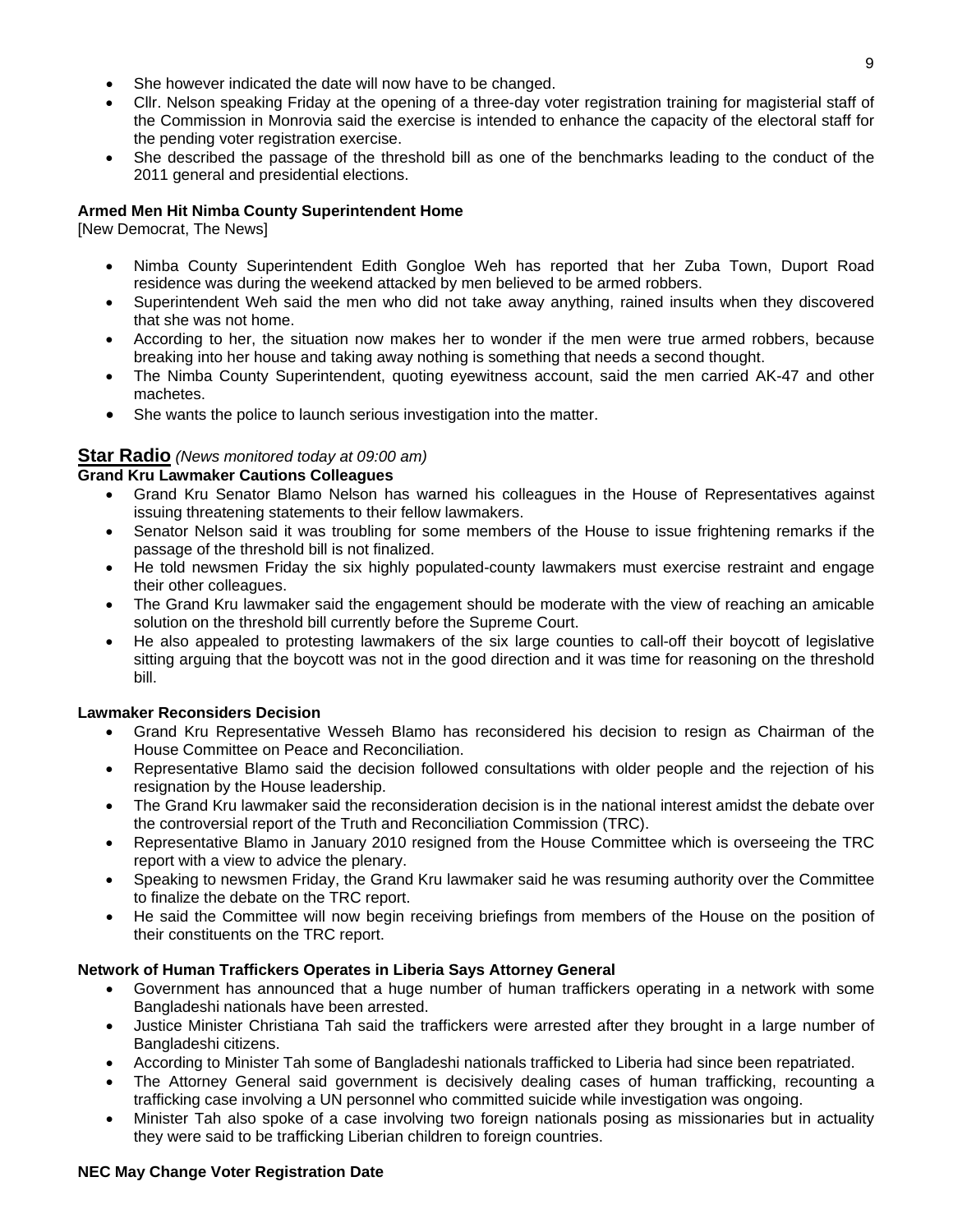- She however indicated the date will now have to be changed.
- Cllr. Nelson speaking Friday at the opening of a three-day voter registration training for magisterial staff of the Commission in Monrovia said the exercise is intended to enhance the capacity of the electoral staff for the pending voter registration exercise.
- She described the passage of the threshold bill as one of the benchmarks leading to the conduct of the 2011 general and presidential elections.

**Armed Men Hit Nimba County Superintendent Home**
[New Democrat, The News]

- Nimba County Superintendent Edith Gongloe Weh has reported that her Zuba Town, Duport Road residence was during the weekend attacked by men believed to be armed robbers.
- Superintendent Weh said the men who did not take away anything, rained insults when they discovered that she was not home.
- According to her, the situation now makes her to wonder if the men were true armed robbers, because breaking into her house and taking away nothing is something that needs a second thought.
- The Nimba County Superintendent, quoting eyewitness account, said the men carried AK-47 and other machetes.
- She wants the police to launch serious investigation into the matter.

## Star Radio *(News monitored today at 09:00 am)*

**Grand Kru Lawmaker Cautions Colleagues**

- Grand Kru Senator Blamo Nelson has warned his colleagues in the House of Representatives against issuing threatening statements to their fellow lawmakers.
- Senator Nelson said it was troubling for some members of the House to issue frightening remarks if the passage of the threshold bill is not finalized.
- He told newsmen Friday the six highly populated-county lawmakers must exercise restraint and engage their other colleagues.
- The Grand Kru lawmaker said the engagement should be moderate with the view of reaching an amicable solution on the threshold bill currently before the Supreme Court.
- He also appealed to protesting lawmakers of the six large counties to call-off their boycott of legislative sitting arguing that the boycott was not in the good direction and it was time for reasoning on the threshold bill.

**Lawmaker Reconsiders Decision**

- Grand Kru Representative Wesseh Blamo has reconsidered his decision to resign as Chairman of the House Committee on Peace and Reconciliation.
- Representative Blamo said the decision followed consultations with older people and the rejection of his resignation by the House leadership.
- The Grand Kru lawmaker said the reconsideration decision is in the national interest amidst the debate over the controversial report of the Truth and Reconciliation Commission (TRC).
- Representative Blamo in January 2010 resigned from the House Committee which is overseeing the TRC report with a view to advice the plenary.
- Speaking to newsmen Friday, the Grand Kru lawmaker said he was resuming authority over the Committee to finalize the debate on the TRC report.
- He said the Committee will now begin receiving briefings from members of the House on the position of their constituents on the TRC report.

**Network of Human Traffickers Operates in Liberia Says Attorney General**

- Government has announced that a huge number of human traffickers operating in a network with some Bangladeshi nationals have been arrested.
- Justice Minister Christiana Tah said the traffickers were arrested after they brought in a large number of Bangladeshi citizens.
- According to Minister Tah some of Bangladeshi nationals trafficked to Liberia had since been repatriated.
- The Attorney General said government is decisively dealing cases of human trafficking, recounting a trafficking case involving a UN personnel who committed suicide while investigation was ongoing.
- Minister Tah also spoke of a case involving two foreign nationals posing as missionaries but in actuality they were said to be trafficking Liberian children to foreign countries.

**NEC May Change Voter Registration Date**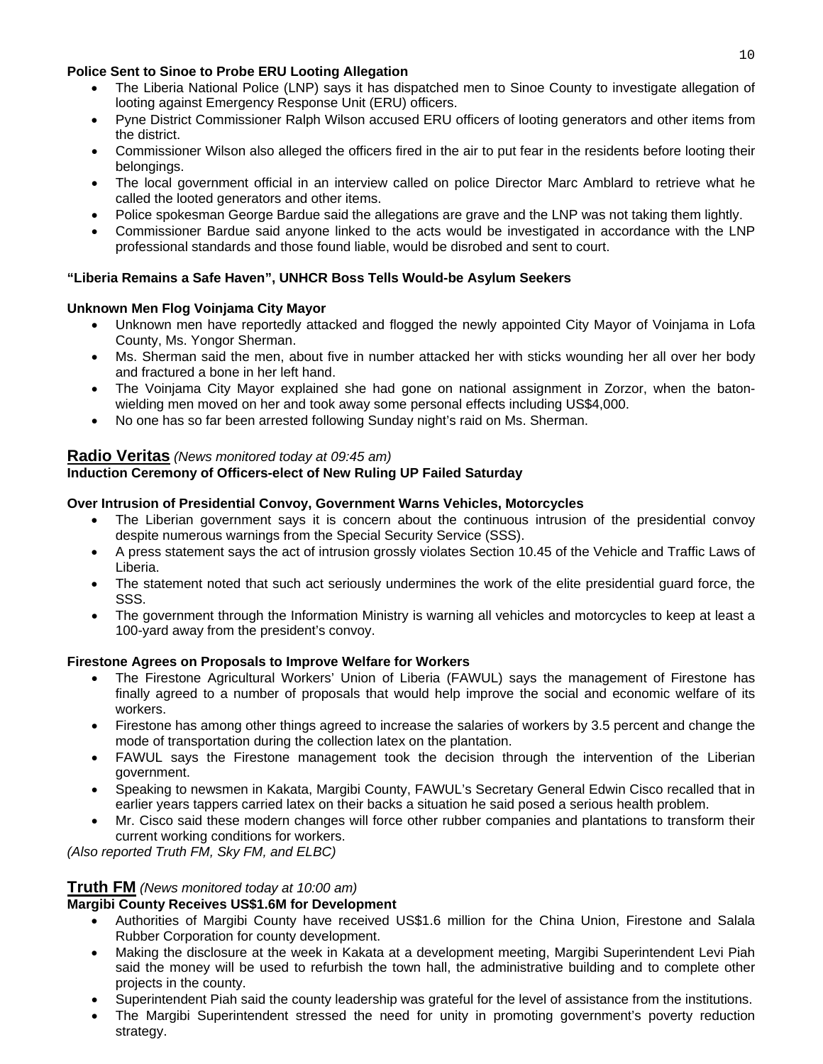**Police Sent to Sinoe to Probe ERU Looting Allegation**

- The Liberia National Police (LNP) says it has dispatched men to Sinoe County to investigate allegation of looting against Emergency Response Unit (ERU) officers.
- Pyne District Commissioner Ralph Wilson accused ERU officers of looting generators and other items from the district.
- Commissioner Wilson also alleged the officers fired in the air to put fear in the residents before looting their belongings.
- The local government official in an interview called on police Director Marc Amblard to retrieve what he called the looted generators and other items.
- Police spokesman George Bardue said the allegations are grave and the LNP was not taking them lightly.
- Commissioner Bardue said anyone linked to the acts would be investigated in accordance with the LNP professional standards and those found liable, would be disrobed and sent to court.

**"Liberia Remains a Safe Haven", UNHCR Boss Tells Would-be Asylum Seekers**

**Unknown Men Flog Voinjama City Mayor**

- Unknown men have reportedly attacked and flogged the newly appointed City Mayor of Voinjama in Lofa County, Ms. Yongor Sherman.
- Ms. Sherman said the men, about five in number attacked her with sticks wounding her all over her body and fractured a bone in her left hand.
- The Voinjama City Mayor explained she had gone on national assignment in Zorzor, when the baton-wielding men moved on her and took away some personal effects including US$4,000.
- No one has so far been arrested following Sunday night's raid on Ms. Sherman.

## Radio Veritas *(News monitored today at 09:45 am)*

**Induction Ceremony of Officers-elect of New Ruling UP Failed Saturday**

**Over Intrusion of Presidential Convoy, Government Warns Vehicles, Motorcycles**

- The Liberian government says it is concern about the continuous intrusion of the presidential convoy despite numerous warnings from the Special Security Service (SSS).
- A press statement says the act of intrusion grossly violates Section 10.45 of the Vehicle and Traffic Laws of Liberia.
- The statement noted that such act seriously undermines the work of the elite presidential guard force, the SSS.
- The government through the Information Ministry is warning all vehicles and motorcycles to keep at least a 100-yard away from the president's convoy.

**Firestone Agrees on Proposals to Improve Welfare for Workers**

- The Firestone Agricultural Workers' Union of Liberia (FAWUL) says the management of Firestone has finally agreed to a number of proposals that would help improve the social and economic welfare of its workers.
- Firestone has among other things agreed to increase the salaries of workers by 3.5 percent and change the mode of transportation during the collection latex on the plantation.
- FAWUL says the Firestone management took the decision through the intervention of the Liberian government.
- Speaking to newsmen in Kakata, Margibi County, FAWUL's Secretary General Edwin Cisco recalled that in earlier years tappers carried latex on their backs a situation he said posed a serious health problem.
- Mr. Cisco said these modern changes will force other rubber companies and plantations to transform their current working conditions for workers.

*(Also reported Truth FM, Sky FM, and ELBC)*

## Truth FM *(News monitored today at 10:00 am)*

**Margibi County Receives US$1.6M for Development**

- Authorities of Margibi County have received US$1.6 million for the China Union, Firestone and Salala Rubber Corporation for county development.
- Making the disclosure at the week in Kakata at a development meeting, Margibi Superintendent Levi Piah said the money will be used to refurbish the town hall, the administrative building and to complete other projects in the county.
- Superintendent Piah said the county leadership was grateful for the level of assistance from the institutions.
- The Margibi Superintendent stressed the need for unity in promoting government's poverty reduction strategy.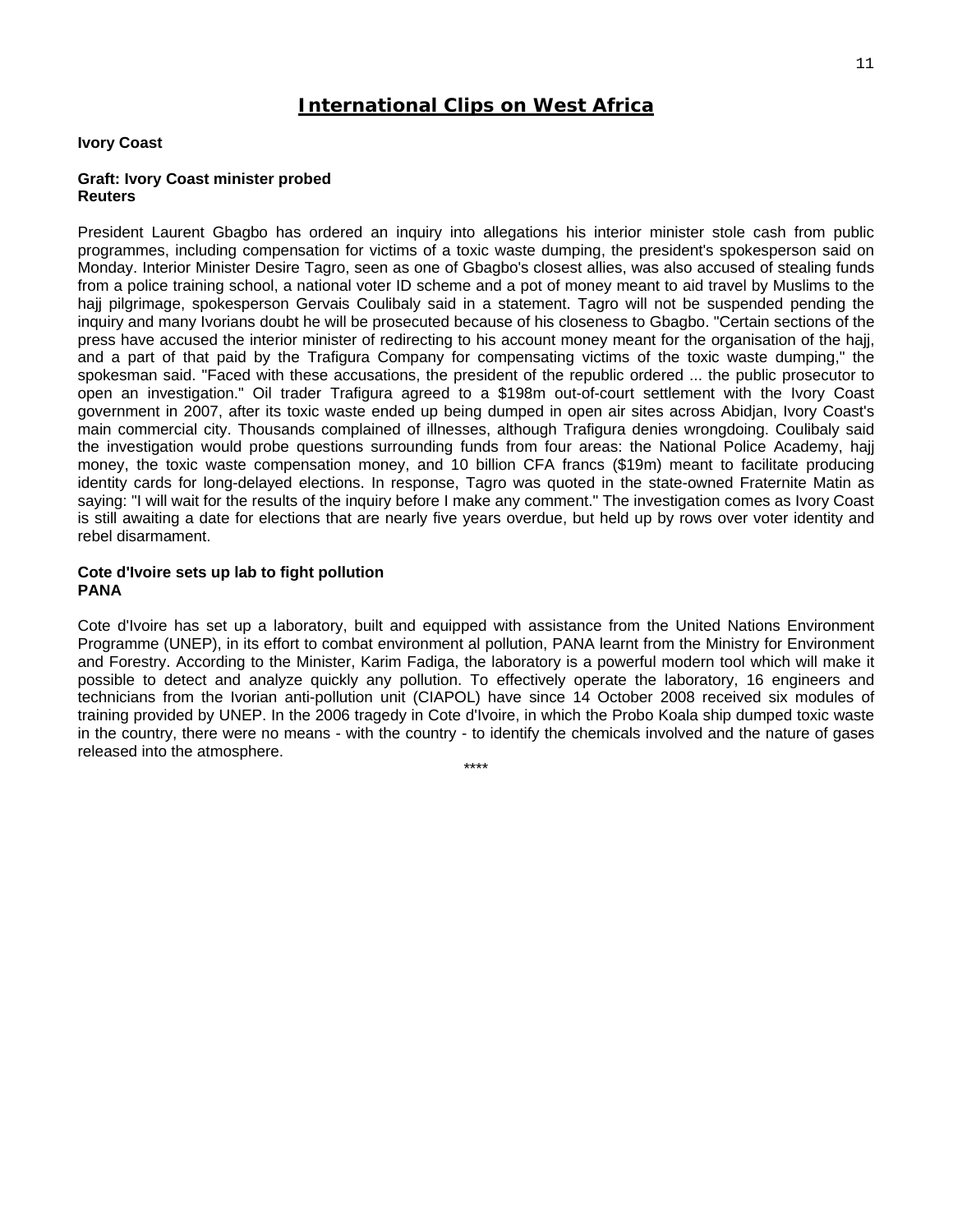# International Clips on West Africa

**Ivory Coast**

**Graft: Ivory Coast minister probed**
**Reuters**

President Laurent Gbagbo has ordered an inquiry into allegations his interior minister stole cash from public programmes, including compensation for victims of a toxic waste dumping, the president's spokesperson said on Monday. Interior Minister Desire Tagro, seen as one of Gbagbo's closest allies, was also accused of stealing funds from a police training school, a national voter ID scheme and a pot of money meant to aid travel by Muslims to the hajj pilgrimage, spokesperson Gervais Coulibaly said in a statement. Tagro will not be suspended pending the inquiry and many Ivorians doubt he will be prosecuted because of his closeness to Gbagbo. "Certain sections of the press have accused the interior minister of redirecting to his account money meant for the organisation of the hajj, and a part of that paid by the Trafigura Company for compensating victims of the toxic waste dumping," the spokesman said. "Faced with these accusations, the president of the republic ordered ... the public prosecutor to open an investigation." Oil trader Trafigura agreed to a $198m out-of-court settlement with the Ivory Coast government in 2007, after its toxic waste ended up being dumped in open air sites across Abidjan, Ivory Coast's main commercial city. Thousands complained of illnesses, although Trafigura denies wrongdoing. Coulibaly said the investigation would probe questions surrounding funds from four areas: the National Police Academy, hajj money, the toxic waste compensation money, and 10 billion CFA francs ($19m) meant to facilitate producing identity cards for long-delayed elections. In response, Tagro was quoted in the state-owned Fraternite Matin as saying: "I will wait for the results of the inquiry before I make any comment." The investigation comes as Ivory Coast is still awaiting a date for elections that are nearly five years overdue, but held up by rows over voter identity and rebel disarmament.

**Cote d'Ivoire sets up lab to fight pollution**
**PANA**

Cote d'Ivoire has set up a laboratory, built and equipped with assistance from the United Nations Environment Programme (UNEP), in its effort to combat environment al pollution, PANA learnt from the Ministry for Environment and Forestry. According to the Minister, Karim Fadiga, the laboratory is a powerful modern tool which will make it possible to detect and analyze quickly any pollution. To effectively operate the laboratory, 16 engineers and technicians from the Ivorian anti-pollution unit (CIAPOL) have since 14 October 2008 received six modules of training provided by UNEP. In the 2006 tragedy in Cote d'Ivoire, in which the Probo Koala ship dumped toxic waste in the country, there were no means - with the country - to identify the chemicals involved and the nature of gases released into the atmosphere.

****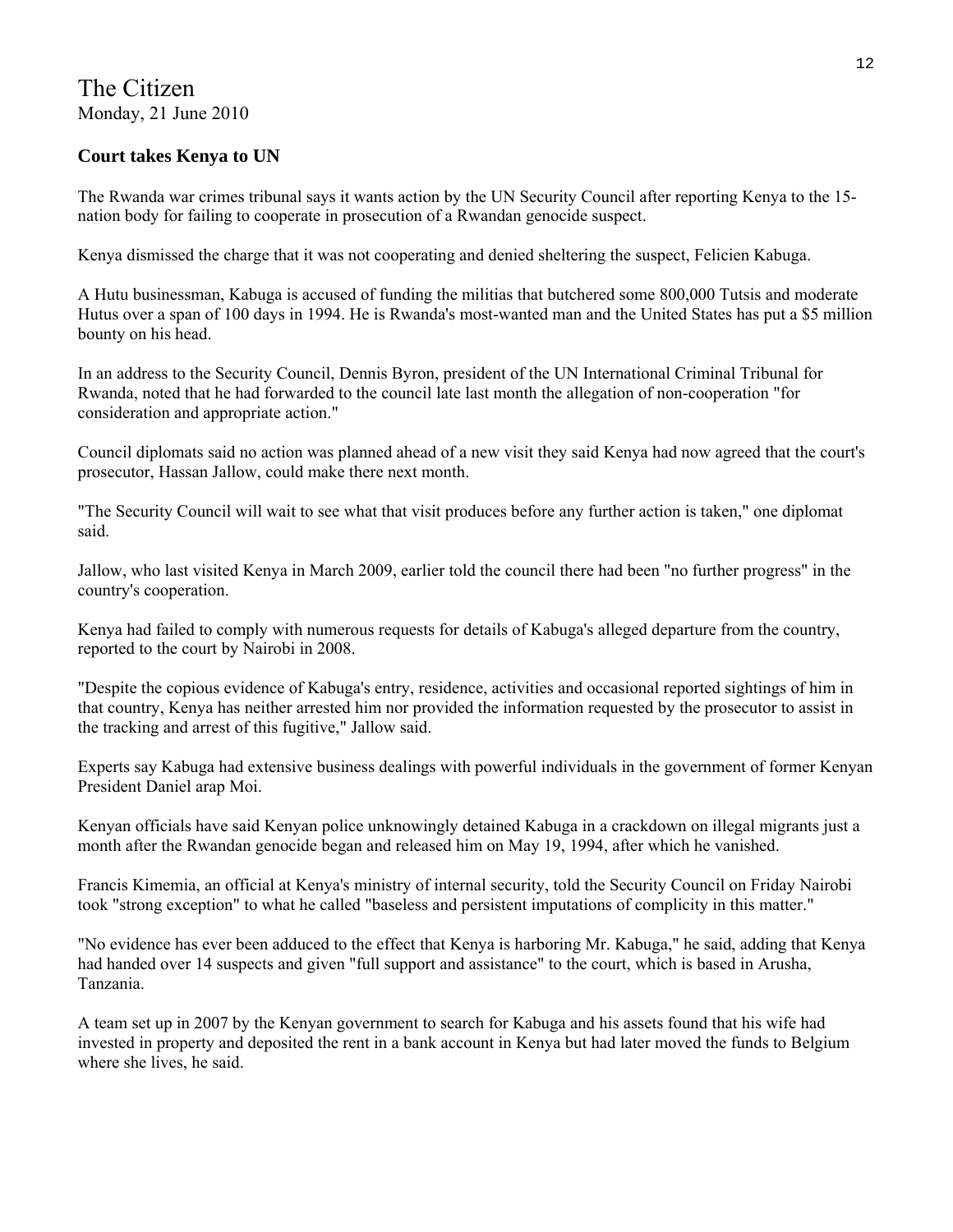The Citizen
Monday, 21 June 2010

**Court takes Kenya to UN**

The Rwanda war crimes tribunal says it wants action by the UN Security Council after reporting Kenya to the 15-nation body for failing to cooperate in prosecution of a Rwandan genocide suspect.

Kenya dismissed the charge that it was not cooperating and denied sheltering the suspect, Felicien Kabuga.

A Hutu businessman, Kabuga is accused of funding the militias that butchered some 800,000 Tutsis and moderate Hutus over a span of 100 days in 1994. He is Rwanda's most-wanted man and the United States has put a $5 million bounty on his head.

In an address to the Security Council, Dennis Byron, president of the UN International Criminal Tribunal for Rwanda, noted that he had forwarded to the council late last month the allegation of non-cooperation "for consideration and appropriate action."

Council diplomats said no action was planned ahead of a new visit they said Kenya had now agreed that the court's prosecutor, Hassan Jallow, could make there next month.

"The Security Council will wait to see what that visit produces before any further action is taken," one diplomat said.

Jallow, who last visited Kenya in March 2009, earlier told the council there had been "no further progress" in the country's cooperation.

Kenya had failed to comply with numerous requests for details of Kabuga's alleged departure from the country, reported to the court by Nairobi in 2008.

"Despite the copious evidence of Kabuga's entry, residence, activities and occasional reported sightings of him in that country, Kenya has neither arrested him nor provided the information requested by the prosecutor to assist in the tracking and arrest of this fugitive," Jallow said.

Experts say Kabuga had extensive business dealings with powerful individuals in the government of former Kenyan President Daniel arap Moi.

Kenyan officials have said Kenyan police unknowingly detained Kabuga in a crackdown on illegal migrants just a month after the Rwandan genocide began and released him on May 19, 1994, after which he vanished.

Francis Kimemia, an official at Kenya's ministry of internal security, told the Security Council on Friday Nairobi took "strong exception" to what he called "baseless and persistent imputations of complicity in this matter."

"No evidence has ever been adduced to the effect that Kenya is harboring Mr. Kabuga," he said, adding that Kenya had handed over 14 suspects and given "full support and assistance" to the court, which is based in Arusha, Tanzania.

A team set up in 2007 by the Kenyan government to search for Kabuga and his assets found that his wife had invested in property and deposited the rent in a bank account in Kenya but had later moved the funds to Belgium where she lives, he said.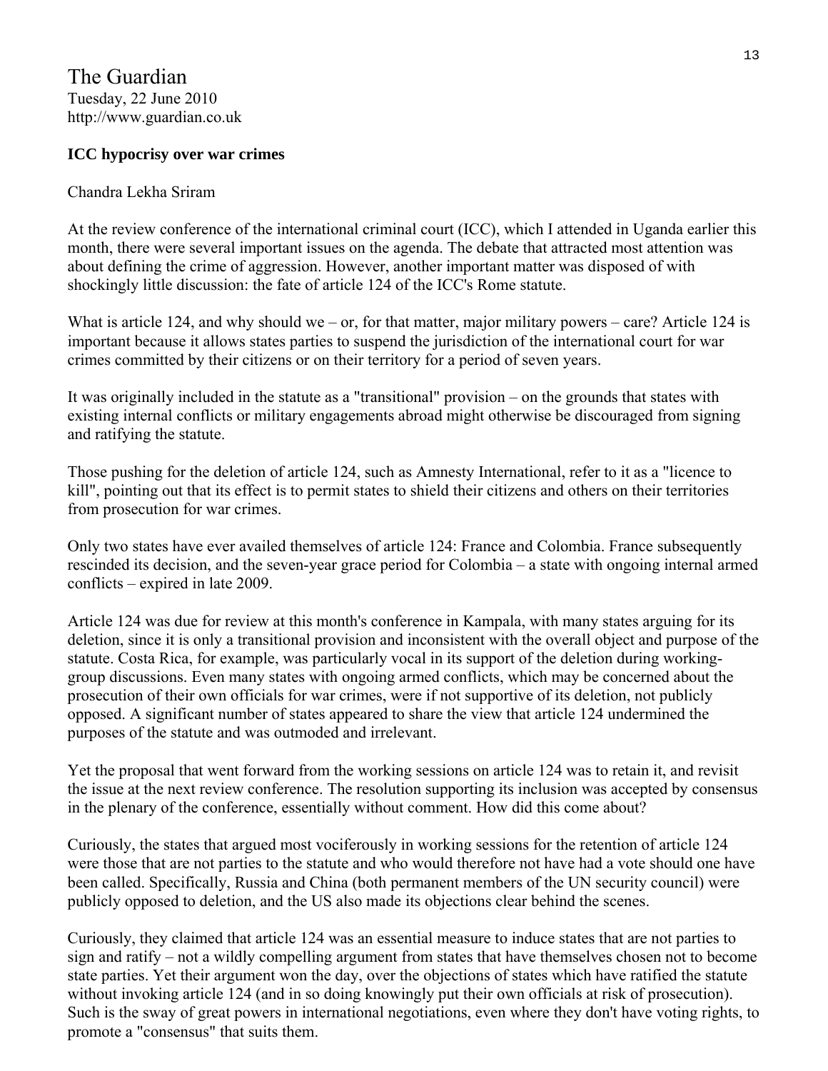The Guardian

Tuesday, 22 June 2010

http://www.guardian.co.uk

**ICC hypocrisy over war crimes**

Chandra Lekha Sriram

At the review conference of the international criminal court (ICC), which I attended in Uganda earlier this month, there were several important issues on the agenda. The debate that attracted most attention was about defining the crime of aggression. However, another important matter was disposed of with shockingly little discussion: the fate of article 124 of the ICC's Rome statute.

What is article 124, and why should we – or, for that matter, major military powers – care? Article 124 is important because it allows states parties to suspend the jurisdiction of the international court for war crimes committed by their citizens or on their territory for a period of seven years.

It was originally included in the statute as a "transitional" provision – on the grounds that states with existing internal conflicts or military engagements abroad might otherwise be discouraged from signing and ratifying the statute.

Those pushing for the deletion of article 124, such as Amnesty International, refer to it as a "licence to kill", pointing out that its effect is to permit states to shield their citizens and others on their territories from prosecution for war crimes.

Only two states have ever availed themselves of article 124: France and Colombia. France subsequently rescinded its decision, and the seven-year grace period for Colombia – a state with ongoing internal armed conflicts – expired in late 2009.

Article 124 was due for review at this month's conference in Kampala, with many states arguing for its deletion, since it is only a transitional provision and inconsistent with the overall object and purpose of the statute. Costa Rica, for example, was particularly vocal in its support of the deletion during working-group discussions. Even many states with ongoing armed conflicts, which may be concerned about the prosecution of their own officials for war crimes, were if not supportive of its deletion, not publicly opposed. A significant number of states appeared to share the view that article 124 undermined the purposes of the statute and was outmoded and irrelevant.

Yet the proposal that went forward from the working sessions on article 124 was to retain it, and revisit the issue at the next review conference. The resolution supporting its inclusion was accepted by consensus in the plenary of the conference, essentially without comment. How did this come about?

Curiously, the states that argued most vociferously in working sessions for the retention of article 124 were those that are not parties to the statute and who would therefore not have had a vote should one have been called. Specifically, Russia and China (both permanent members of the UN security council) were publicly opposed to deletion, and the US also made its objections clear behind the scenes.

Curiously, they claimed that article 124 was an essential measure to induce states that are not parties to sign and ratify – not a wildly compelling argument from states that have themselves chosen not to become state parties. Yet their argument won the day, over the objections of states which have ratified the statute without invoking article 124 (and in so doing knowingly put their own officials at risk of prosecution). Such is the sway of great powers in international negotiations, even where they don't have voting rights, to promote a "consensus" that suits them.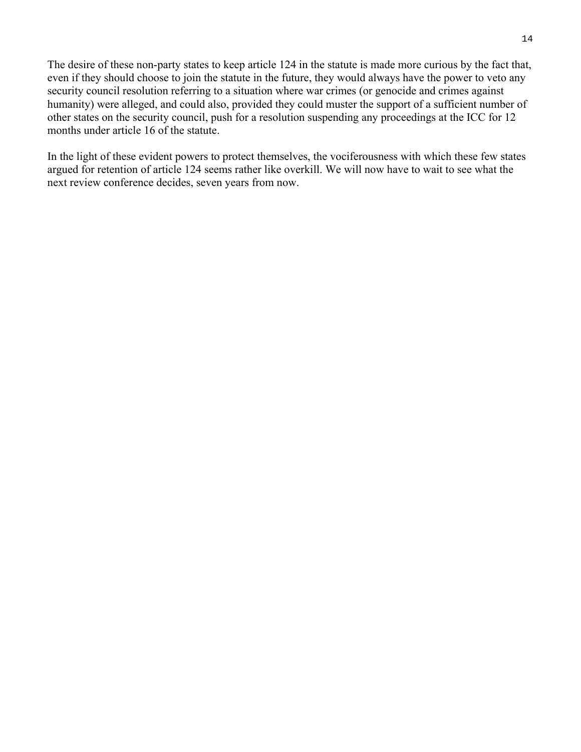The desire of these non-party states to keep article 124 in the statute is made more curious by the fact that, even if they should choose to join the statute in the future, they would always have the power to veto any security council resolution referring to a situation where war crimes (or genocide and crimes against humanity) were alleged, and could also, provided they could muster the support of a sufficient number of other states on the security council, push for a resolution suspending any proceedings at the ICC for 12 months under article 16 of the statute.

In the light of these evident powers to protect themselves, the vociferousness with which these few states argued for retention of article 124 seems rather like overkill. We will now have to wait to see what the next review conference decides, seven years from now.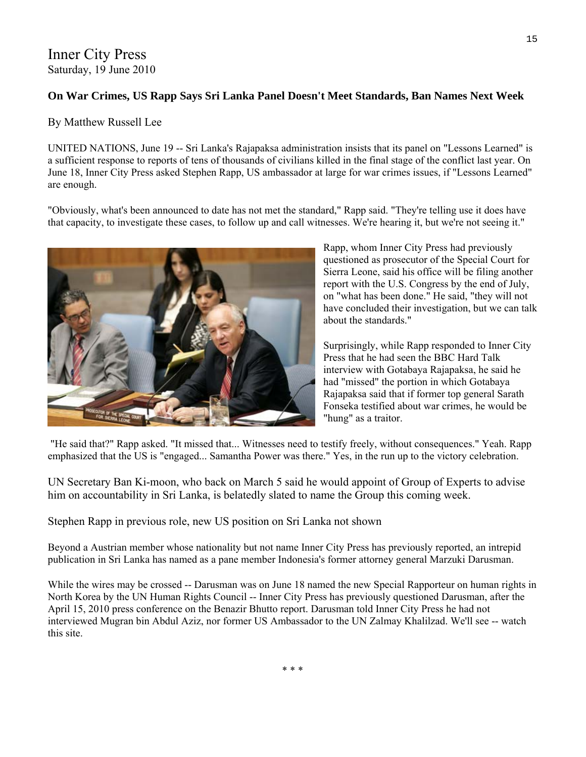Inner City Press
Saturday, 19 June 2010

**On War Crimes, US Rapp Says Sri Lanka Panel Doesn't Meet Standards, Ban Names Next Week**

By Matthew Russell Lee

UNITED NATIONS, June 19 -- Sri Lanka's Rajapaksa administration insists that its panel on "Lessons Learned" is a sufficient response to reports of tens of thousands of civilians killed in the final stage of the conflict last year. On June 18, Inner City Press asked Stephen Rapp, US ambassador at large for war crimes issues, if "Lessons Learned" are enough.

"Obviously, what's been announced to date has not met the standard," Rapp said. "They're telling use it does have that capacity, to investigate these cases, to follow up and call witnesses. We're hearing it, but we're not seeing it."

Rapp, whom Inner City Press had previously questioned as prosecutor of the Special Court for Sierra Leone, said his office will be filing another report with the U.S. Congress by the end of July, on "what has been done." He said, "they will not have concluded their investigation, but we can talk about the standards."

Surprisingly, while Rapp responded to Inner City Press that he had seen the BBC Hard Talk interview with Gotabaya Rajapaksa, he said he had "missed" the portion in which Gotabaya Rajapaksa said that if former top general Sarath Fonseka testified about war crimes, he would be "hung" as a traitor.

"He said that?" Rapp asked. "It missed that... Witnesses need to testify freely, without consequences." Yeah. Rapp emphasized that the US is "engaged... Samantha Power was there." Yes, in the run up to the victory celebration.

UN Secretary Ban Ki-moon, who back on March 5 said he would appoint of Group of Experts to advise him on accountability in Sri Lanka, is belatedly slated to name the Group this coming week.

Stephen Rapp in previous role, new US position on Sri Lanka not shown

Beyond a Austrian member whose nationality but not name Inner City Press has previously reported, an intrepid publication in Sri Lanka has named as a pane member Indonesia's former attorney general Marzuki Darusman.

While the wires may be crossed -- Darusman was on June 18 named the new Special Rapporteur on human rights in North Korea by the UN Human Rights Council -- Inner City Press has previously questioned Darusman, after the April 15, 2010 press conference on the Benazir Bhutto report. Darusman told Inner City Press he had not interviewed Mugran bin Abdul Aziz, nor former US Ambassador to the UN Zalmay Khalilzad. We'll see -- watch this site.

* * *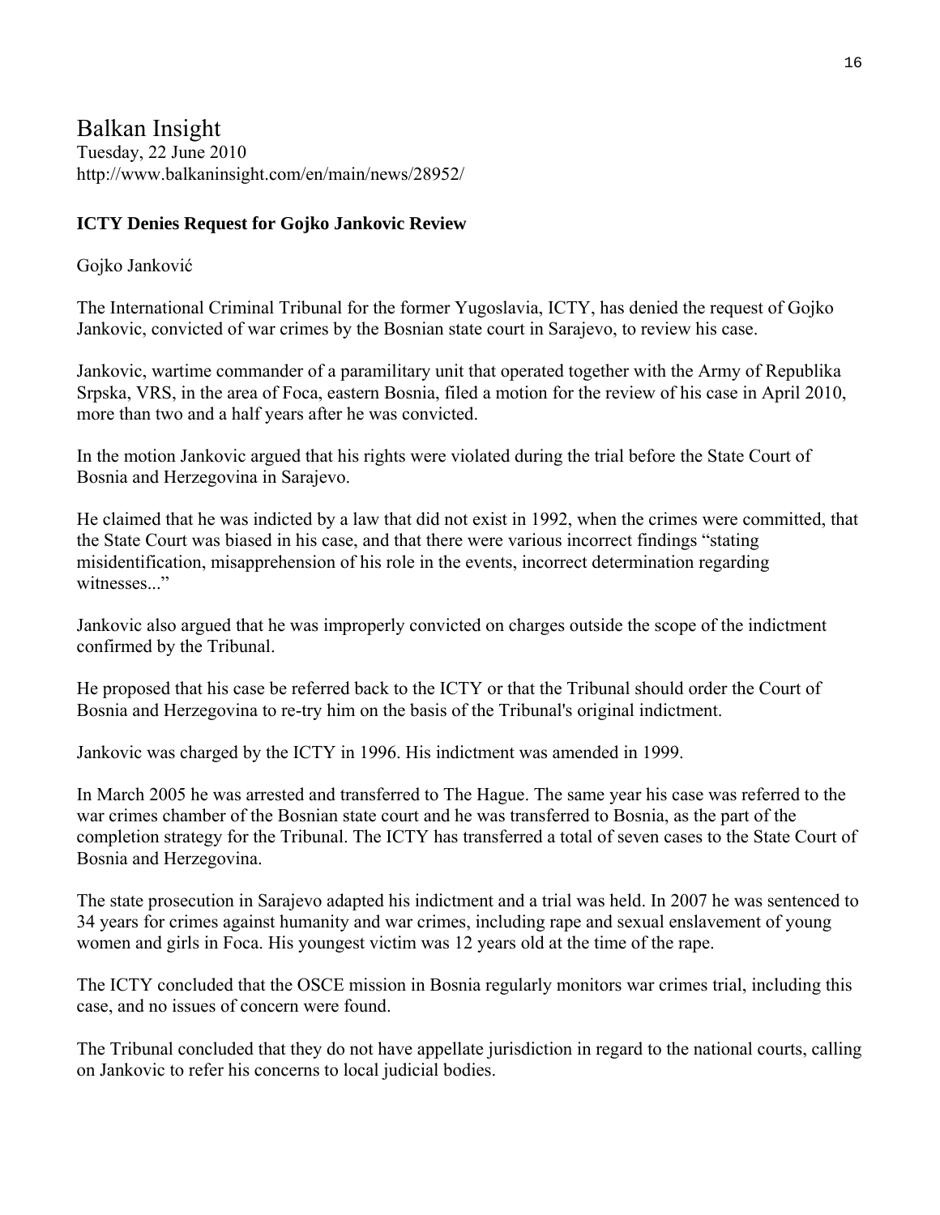# Balkan Insight

Tuesday, 22 June 2010
http://www.balkaninsight.com/en/main/news/28952/

**ICTY Denies Request for Gojko Jankovic Review**

Gojko Janković

The International Criminal Tribunal for the former Yugoslavia, ICTY, has denied the request of Gojko Jankovic, convicted of war crimes by the Bosnian state court in Sarajevo, to review his case.

Jankovic, wartime commander of a paramilitary unit that operated together with the Army of Republika Srpska, VRS, in the area of Foca, eastern Bosnia, filed a motion for the review of his case in April 2010, more than two and a half years after he was convicted.

In the motion Jankovic argued that his rights were violated during the trial before the State Court of Bosnia and Herzegovina in Sarajevo.

He claimed that he was indicted by a law that did not exist in 1992, when the crimes were committed, that the State Court was biased in his case, and that there were various incorrect findings "stating misidentification, misapprehension of his role in the events, incorrect determination regarding witnesses..."

Jankovic also argued that he was improperly convicted on charges outside the scope of the indictment confirmed by the Tribunal.

He proposed that his case be referred back to the ICTY or that the Tribunal should order the Court of Bosnia and Herzegovina to re-try him on the basis of the Tribunal's original indictment.

Jankovic was charged by the ICTY in 1996. His indictment was amended in 1999.

In March 2005 he was arrested and transferred to The Hague. The same year his case was referred to the war crimes chamber of the Bosnian state court and he was transferred to Bosnia, as the part of the completion strategy for the Tribunal. The ICTY has transferred a total of seven cases to the State Court of Bosnia and Herzegovina.

The state prosecution in Sarajevo adapted his indictment and a trial was held. In 2007 he was sentenced to 34 years for crimes against humanity and war crimes, including rape and sexual enslavement of young women and girls in Foca. His youngest victim was 12 years old at the time of the rape.

The ICTY concluded that the OSCE mission in Bosnia regularly monitors war crimes trial, including this case, and no issues of concern were found.

The Tribunal concluded that they do not have appellate jurisdiction in regard to the national courts, calling on Jankovic to refer his concerns to local judicial bodies.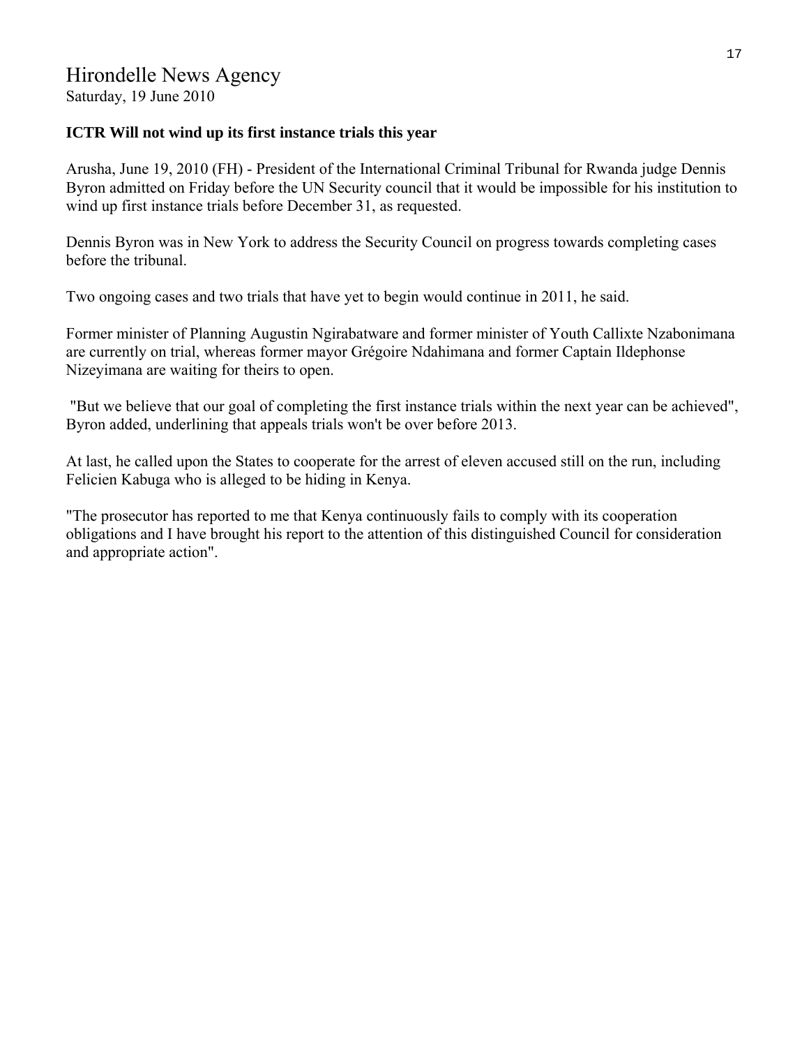# Hirondelle News Agency

Saturday, 19 June 2010

**ICTR Will not wind up its first instance trials this year**

Arusha, June 19, 2010 (FH) - President of the International Criminal Tribunal for Rwanda judge Dennis Byron admitted on Friday before the UN Security council that it would be impossible for his institution to wind up first instance trials before December 31, as requested.

Dennis Byron was in New York to address the Security Council on progress towards completing cases before the tribunal.

Two ongoing cases and two trials that have yet to begin would continue in 2011, he said.

Former minister of Planning Augustin Ngirabatware and former minister of Youth Callixte Nzabonimana are currently on trial, whereas former mayor Grégoire Ndahimana and former Captain Ildephonse Nizeyimana are waiting for theirs to open.

"But we believe that our goal of completing the first instance trials within the next year can be achieved", Byron added, underlining that appeals trials won't be over before 2013.

At last, he called upon the States to cooperate for the arrest of eleven accused still on the run, including Felicien Kabuga who is alleged to be hiding in Kenya.

"The prosecutor has reported to me that Kenya continuously fails to comply with its cooperation obligations and I have brought his report to the attention of this distinguished Council for consideration and appropriate action".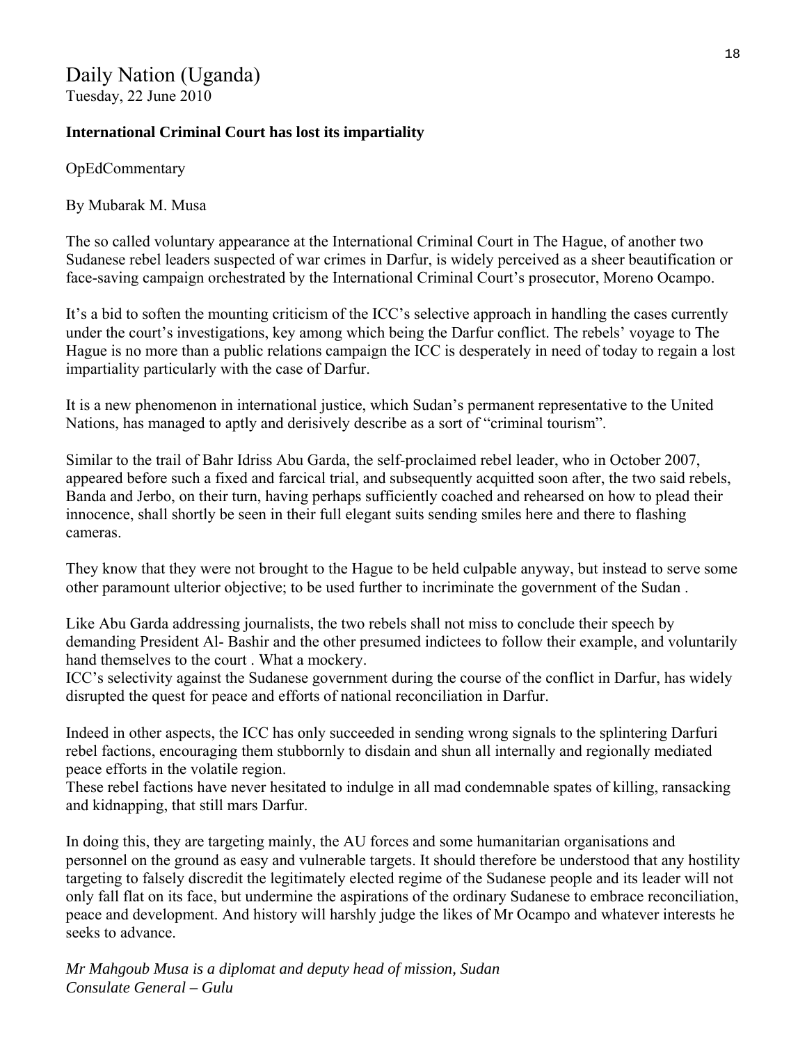# Daily Nation (Uganda)

Tuesday, 22 June 2010

**International Criminal Court has lost its impartiality**

OpEdCommentary

By Mubarak M. Musa

The so called voluntary appearance at the International Criminal Court in The Hague, of another two Sudanese rebel leaders suspected of war crimes in Darfur, is widely perceived as a sheer beautification or face-saving campaign orchestrated by the International Criminal Court's prosecutor, Moreno Ocampo.

It's a bid to soften the mounting criticism of the ICC's selective approach in handling the cases currently under the court's investigations, key among which being the Darfur conflict. The rebels' voyage to The Hague is no more than a public relations campaign the ICC is desperately in need of today to regain a lost impartiality particularly with the case of Darfur.

It is a new phenomenon in international justice, which Sudan's permanent representative to the United Nations, has managed to aptly and derisively describe as a sort of "criminal tourism".

Similar to the trail of Bahr Idriss Abu Garda, the self-proclaimed rebel leader, who in October 2007, appeared before such a fixed and farcical trial, and subsequently acquitted soon after, the two said rebels, Banda and Jerbo, on their turn, having perhaps sufficiently coached and rehearsed on how to plead their innocence, shall shortly be seen in their full elegant suits sending smiles here and there to flashing cameras.

They know that they were not brought to the Hague to be held culpable anyway, but instead to serve some other paramount ulterior objective; to be used further to incriminate the government of the Sudan .

Like Abu Garda addressing journalists, the two rebels shall not miss to conclude their speech by demanding President Al- Bashir and the other presumed indictees to follow their example, and voluntarily hand themselves to the court . What a mockery.

ICC's selectivity against the Sudanese government during the course of the conflict in Darfur, has widely disrupted the quest for peace and efforts of national reconciliation in Darfur.

Indeed in other aspects, the ICC has only succeeded in sending wrong signals to the splintering Darfuri rebel factions, encouraging them stubbornly to disdain and shun all internally and regionally mediated peace efforts in the volatile region.

These rebel factions have never hesitated to indulge in all mad condemnable spates of killing, ransacking and kidnapping, that still mars Darfur.

In doing this, they are targeting mainly, the AU forces and some humanitarian organisations and personnel on the ground as easy and vulnerable targets. It should therefore be understood that any hostility targeting to falsely discredit the legitimately elected regime of the Sudanese people and its leader will not only fall flat on its face, but undermine the aspirations of the ordinary Sudanese to embrace reconciliation, peace and development. And history will harshly judge the likes of Mr Ocampo and whatever interests he seeks to advance.

*Mr Mahgoub Musa is a diplomat and deputy head of mission, Sudan Consulate General – Gulu*